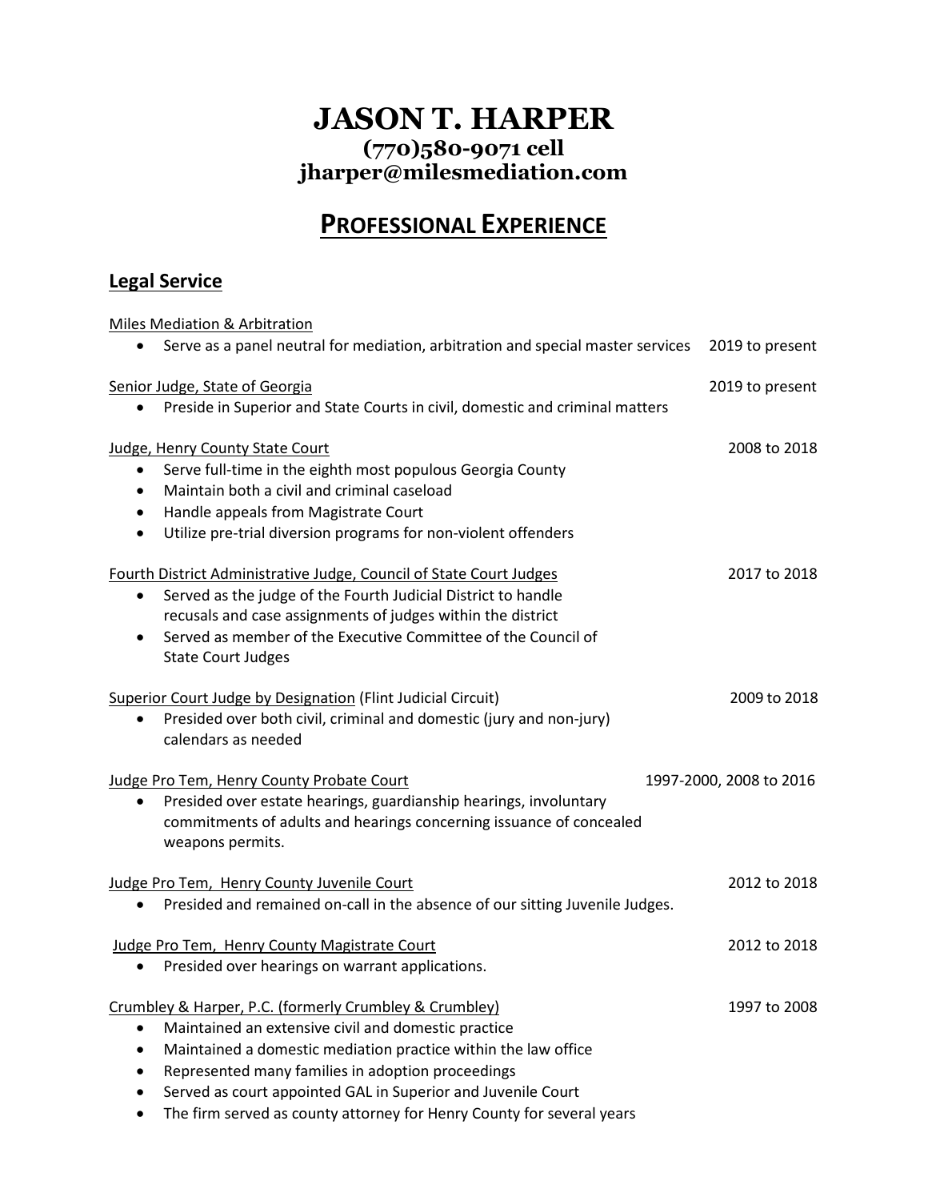# JASON T. HARPER

**(770)580-9071 cell**
**jharper@milesmediation.com**

## PROFESSIONAL EXPERIENCE

### Legal Service

Miles Mediation & Arbitration
- Serve as a panel neutral for mediation, arbitration and special master services — 2019 to present

Senior Judge, State of Georgia — 2019 to present
- Preside in Superior and State Courts in civil, domestic and criminal matters

Judge, Henry County State Court — 2008 to 2018
- Serve full-time in the eighth most populous Georgia County
- Maintain both a civil and criminal caseload
- Handle appeals from Magistrate Court
- Utilize pre-trial diversion programs for non-violent offenders

Fourth District Administrative Judge, Council of State Court Judges — 2017 to 2018
- Served as the judge of the Fourth Judicial District to handle recusals and case assignments of judges within the district
- Served as member of the Executive Committee of the Council of State Court Judges

Superior Court Judge by Designation (Flint Judicial Circuit) — 2009 to 2018
- Presided over both civil, criminal and domestic (jury and non-jury) calendars as needed

Judge Pro Tem, Henry County Probate Court — 1997-2000, 2008 to 2016
- Presided over estate hearings, guardianship hearings, involuntary commitments of adults and hearings concerning issuance of concealed weapons permits.

Judge Pro Tem, Henry County Juvenile Court — 2012 to 2018
- Presided and remained on-call in the absence of our sitting Juvenile Judges.

Judge Pro Tem, Henry County Magistrate Court — 2012 to 2018
- Presided over hearings on warrant applications.

Crumbley & Harper, P.C. (formerly Crumbley & Crumbley) — 1997 to 2008
- Maintained an extensive civil and domestic practice
- Maintained a domestic mediation practice within the law office
- Represented many families in adoption proceedings
- Served as court appointed GAL in Superior and Juvenile Court
- The firm served as county attorney for Henry County for several years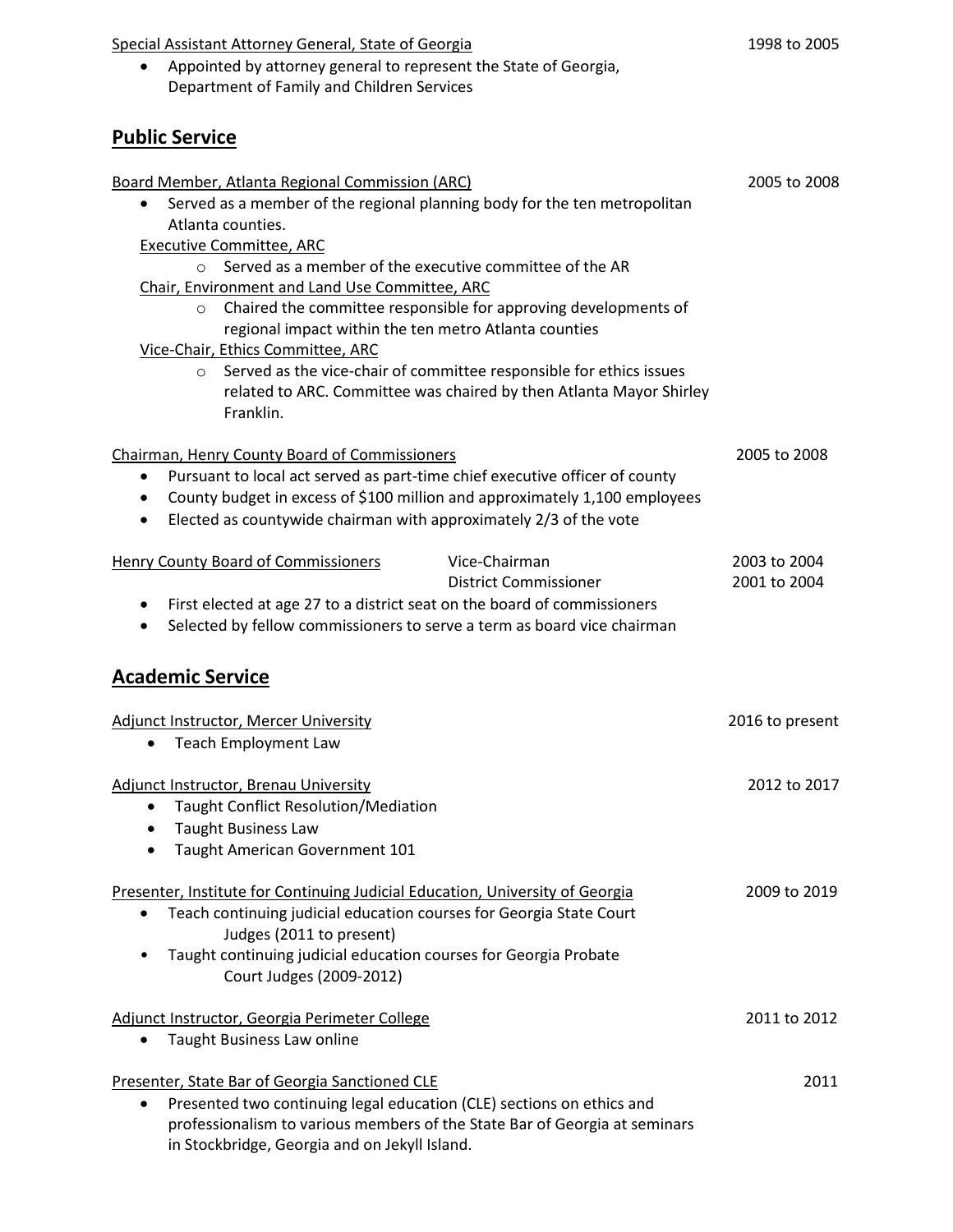Special Assistant Attorney General, State of Georgia — 1998 to 2005

- Appointed by attorney general to represent the State of Georgia, Department of Family and Children Services

## Public Service

Board Member, Atlanta Regional Commission (ARC) — 2005 to 2008

- Served as a member of the regional planning body for the ten metropolitan Atlanta counties.

Executive Committee, ARC

- Served as a member of the executive committee of the AR

Chair, Environment and Land Use Committee, ARC

- Chaired the committee responsible for approving developments of regional impact within the ten metro Atlanta counties

Vice-Chair, Ethics Committee, ARC

- Served as the vice-chair of committee responsible for ethics issues related to ARC. Committee was chaired by then Atlanta Mayor Shirley Franklin.

Chairman, Henry County Board of Commissioners — 2005 to 2008

- Pursuant to local act served as part-time chief executive officer of county
- County budget in excess of $100 million and approximately 1,100 employees
- Elected as countywide chairman with approximately 2/3 of the vote

Henry County Board of Commissioners — Vice-Chairman, 2003 to 2004; District Commissioner, 2001 to 2004

- First elected at age 27 to a district seat on the board of commissioners
- Selected by fellow commissioners to serve a term as board vice chairman

## Academic Service

Adjunct Instructor, Mercer University — 2016 to present

- Teach Employment Law

Adjunct Instructor, Brenau University — 2012 to 2017

- Taught Conflict Resolution/Mediation
- Taught Business Law
- Taught American Government 101

Presenter, Institute for Continuing Judicial Education, University of Georgia — 2009 to 2019

- Teach continuing judicial education courses for Georgia State Court Judges (2011 to present)
- Taught continuing judicial education courses for Georgia Probate Court Judges (2009-2012)

Adjunct Instructor, Georgia Perimeter College — 2011 to 2012

- Taught Business Law online

Presenter, State Bar of Georgia Sanctioned CLE — 2011

- Presented two continuing legal education (CLE) sections on ethics and professionalism to various members of the State Bar of Georgia at seminars in Stockbridge, Georgia and on Jekyll Island.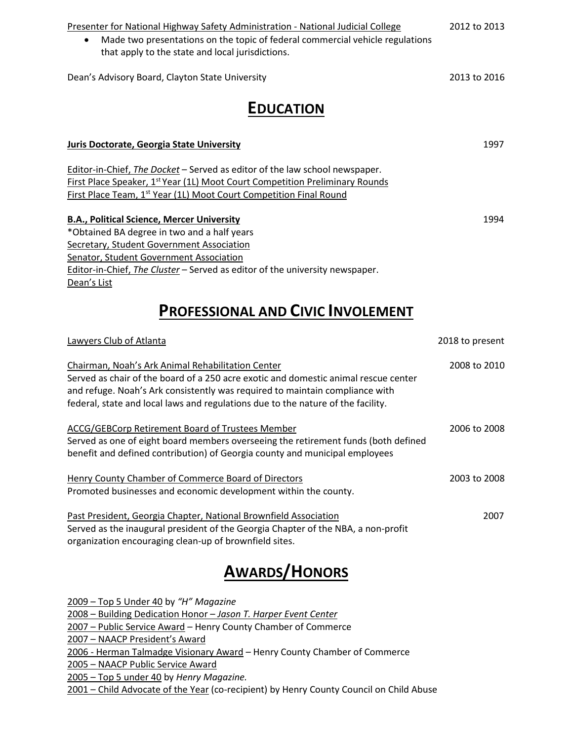Presenter for National Highway Safety Administration - National Judicial College 2012 to 2013

- Made two presentations on the topic of federal commercial vehicle regulations that apply to the state and local jurisdictions.

Dean's Advisory Board, Clayton State University 2013 to 2016

# EDUCATION

**Juris Doctorate, Georgia State University** 1997

Editor-in-Chief, *The Docket* – Served as editor of the law school newspaper.
First Place Speaker, 1st Year (1L) Moot Court Competition Preliminary Rounds
First Place Team, 1st Year (1L) Moot Court Competition Final Round

**B.A., Political Science, Mercer University** 1994
*Obtained BA degree in two and a half years
Secretary, Student Government Association
Senator, Student Government Association
Editor-in-Chief, *The Cluster* – Served as editor of the university newspaper.
Dean's List

# PROFESSIONAL AND CIVIC INVOLEMENT

Lawyers Club of Atlanta 2018 to present

Chairman, Noah's Ark Animal Rehabilitation Center 2008 to 2010
Served as chair of the board of a 250 acre exotic and domestic animal rescue center and refuge. Noah's Ark consistently was required to maintain compliance with federal, state and local laws and regulations due to the nature of the facility.

ACCG/GEBCorp Retirement Board of Trustees Member 2006 to 2008
Served as one of eight board members overseeing the retirement funds (both defined benefit and defined contribution) of Georgia county and municipal employees

Henry County Chamber of Commerce Board of Directors 2003 to 2008
Promoted businesses and economic development within the county.

Past President, Georgia Chapter, National Brownfield Association 2007
Served as the inaugural president of the Georgia Chapter of the NBA, a non-profit organization encouraging clean-up of brownfield sites.

# AWARDS/HONORS

2009 – Top 5 Under 40 by *"H" Magazine*
2008 – Building Dedication Honor – *Jason T. Harper Event Center*
2007 – Public Service Award – Henry County Chamber of Commerce
2007 – NAACP President's Award
2006 - Herman Talmadge Visionary Award – Henry County Chamber of Commerce
2005 – NAACP Public Service Award
2005 – Top 5 under 40 by *Henry Magazine.*
2001 – Child Advocate of the Year (co-recipient) by Henry County Council on Child Abuse